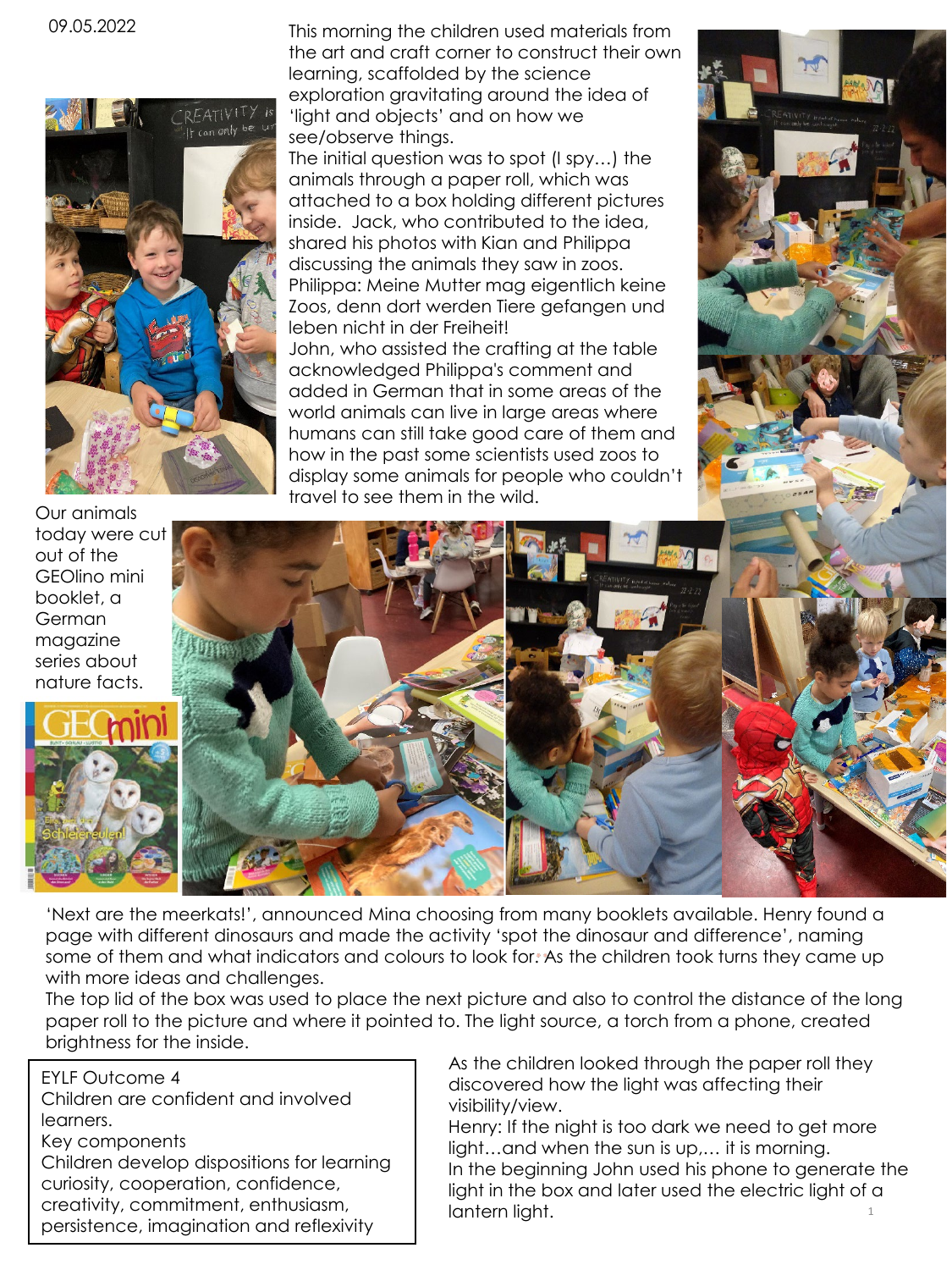09.05.2022

This morning the children used materials from the art and craft corner to construct their own learning, scaffolded by the science exploration gravitating around the idea of 'light and objects' and on how we see/observe things.

The initial question was to spot (I spy…) the animals through a paper roll, which was attached to a box holding different pictures inside. Jack, who contributed to the idea, shared his photos with Kian and Philippa discussing the animals they saw in zoos.

Philippa: Meine Mutter mag eigentlich keine Zoos, denn dort werden Tiere gefangen und leben nicht in der Freiheit!

John, who assisted the crafting at the table acknowledged Philippa's comment and added in German that in some areas of the world animals can live in large areas where humans can still take good care of them and how in the past some scientists used zoos to display some animals for people who couldn't travel to see them in the wild.

Our animals today were cut out of the GEOlino mini booklet, a German magazine series about nature facts.

'Next are the meerkats!', announced Mina choosing from many booklets available. Henry found a page with different dinosaurs and made the activity 'spot the dinosaur and difference', naming some of them and what indicators and colours to look for. As the children took turns they came up with more ideas and challenges.

The top lid of the box was used to place the next picture and also to control the distance of the long paper roll to the picture and where it pointed to. The light source, a torch from a phone, created brightness for the inside.

EYLF Outcome 4
Children are confident and involved learners.
Key components
Children develop dispositions for learning curiosity, cooperation, confidence, creativity, commitment, enthusiasm, persistence, imagination and reflexivity

As the children looked through the paper roll they discovered how the light was affecting their visibility/view.

Henry: If the night is too dark we need to get more light…and when the sun is up,… it is morning.

In the beginning John used his phone to generate the light in the box and later used the electric light of a lantern light.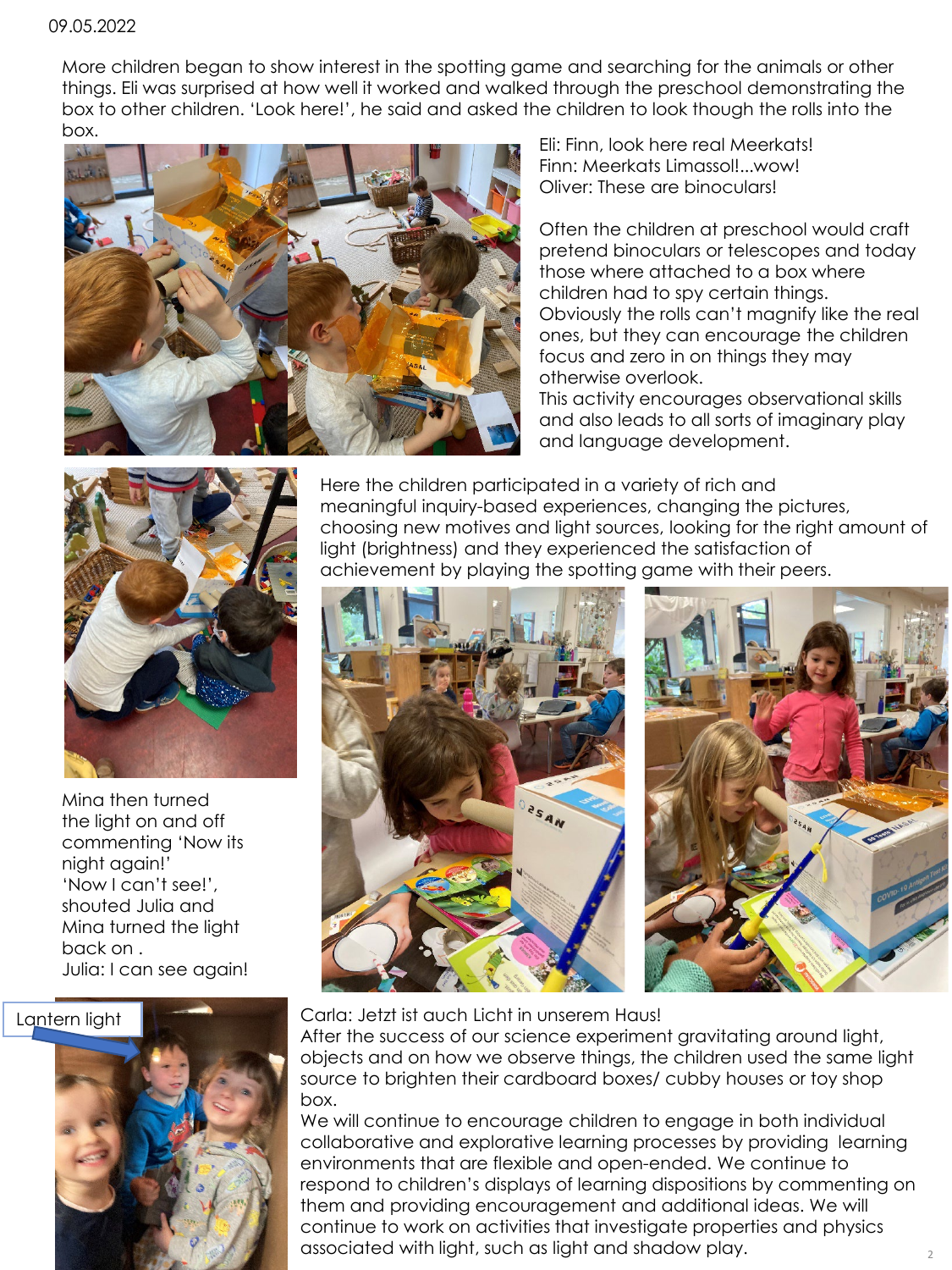09.05.2022

More children began to show interest in the spotting game and searching for the animals or other things. Eli was surprised at how well it worked and walked through the preschool demonstrating the box to other children. 'Look here!', he said and asked the children to look though the rolls into the box.

Eli: Finn, look here real Meerkats!
Finn: Meerkats Limassol!...wow!
Oliver: These are binoculars!

Often the children at preschool would craft pretend binoculars or telescopes and today those where attached to a box where children had to spy certain things. Obviously the rolls can't magnify like the real ones, but they can encourage the children focus and zero in on things they may otherwise overlook.
This activity encourages observational skills and also leads to all sorts of imaginary play and language development.

Here the children participated in a variety of rich and meaningful inquiry-based experiences, changing the pictures, choosing new motives and light sources, looking for the right amount of light (brightness) and they experienced the satisfaction of achievement by playing the spotting game with their peers.

Mina then turned the light on and off commenting 'Now its night again!'
'Now I can't see!', shouted Julia and Mina turned the light back on .
Julia: I can see again!

Lantern light

Carla: Jetzt ist auch Licht in unserem Haus!
After the success of our science experiment gravitating around light, objects and on how we observe things, the children used the same light source to brighten their cardboard boxes/ cubby houses or toy shop box.
We will continue to encourage children to engage in both individual collaborative and explorative learning processes by providing learning environments that are flexible and open-ended. We continue to respond to children's displays of learning dispositions by commenting on them and providing encouragement and additional ideas. We will continue to work on activities that investigate properties and physics associated with light, such as light and shadow play.